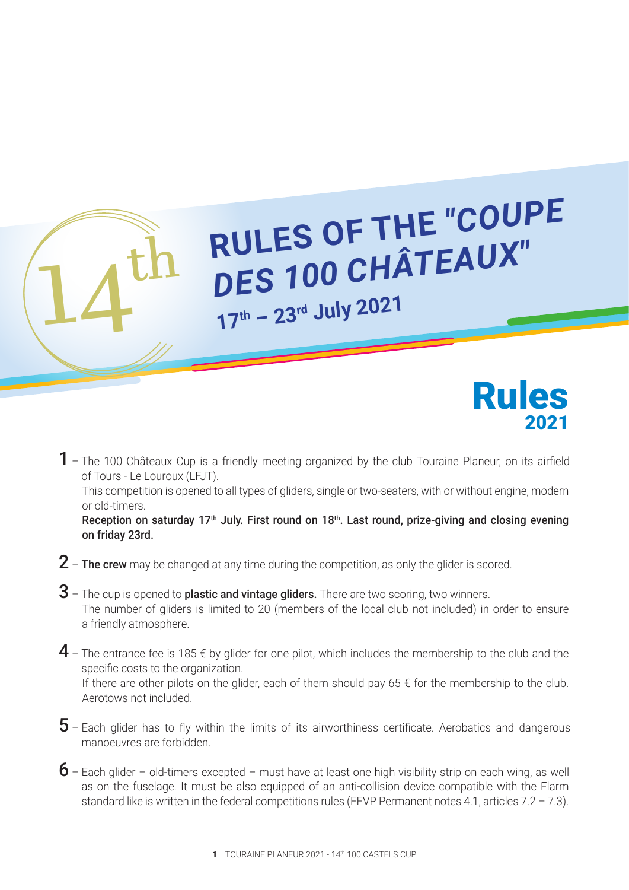14th

# RULES OF THE "COUPE DES 100 CHÂTEAUX"

17th – 23rd July 2021

## Rules 2021

**1** – The 100 Châteaux Cup is a friendly meeting organized by the club Touraine Planeur, on its airfield of Tours - Le Louroux (LFJT).
This competition is opened to all types of gliders, single or two-seaters, with or without engine, modern or old-timers.
**Reception on saturday 17th July. First round on 18th. Last round, prize-giving and closing evening on friday 23rd.**

**2** – **The crew** may be changed at any time during the competition, as only the glider is scored.

**3** – The cup is opened to **plastic and vintage gliders.** There are two scoring, two winners.
The number of gliders is limited to 20 (members of the local club not included) in order to ensure a friendly atmosphere.

**4** – The entrance fee is 185 € by glider for one pilot, which includes the membership to the club and the specific costs to the organization.
If there are other pilots on the glider, each of them should pay 65 € for the membership to the club.
Aerotows not included.

**5** – Each glider has to fly within the limits of its airworthiness certificate. Aerobatics and dangerous manoeuvres are forbidden.

**6** – Each glider – old-timers excepted – must have at least one high visibility strip on each wing, as well as on the fuselage. It must be also equipped of an anti-collision device compatible with the Flarm standard like is written in the federal competitions rules (FFVP Permanent notes 4.1, articles 7.2 – 7.3).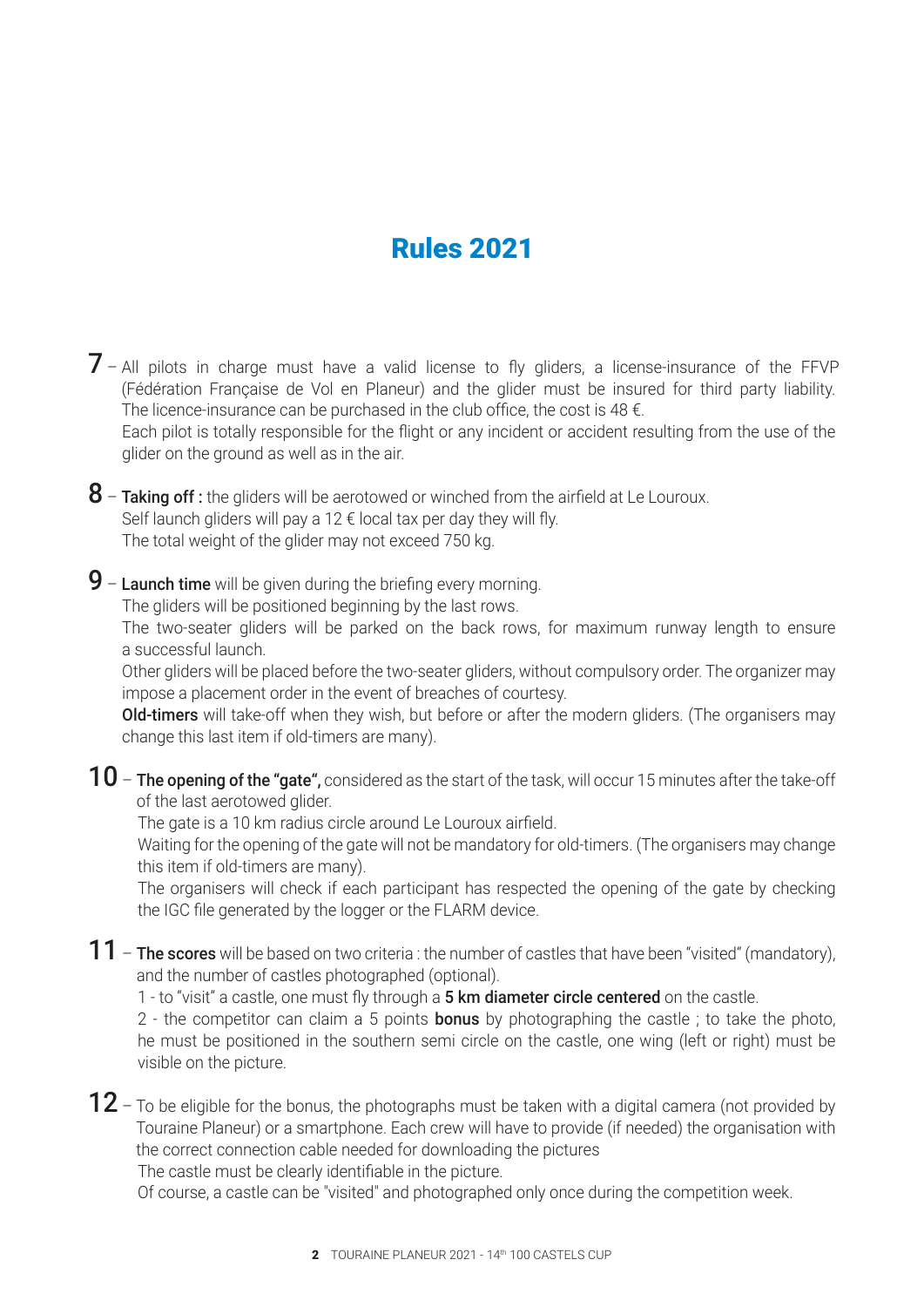# Rules 2021

**7** – All pilots in charge must have a valid license to fly gliders, a license-insurance of the FFVP (Fédération Française de Vol en Planeur) and the glider must be insured for third party liability. The licence-insurance can be purchased in the club office, the cost is 48 €.
Each pilot is totally responsible for the flight or any incident or accident resulting from the use of the glider on the ground as well as in the air.

**8** – **Taking off :** the gliders will be aerotowed or winched from the airfield at Le Louroux.
Self launch gliders will pay a 12 € local tax per day they will fly.
The total weight of the glider may not exceed 750 kg.

**9** – **Launch time** will be given during the briefing every morning.
The gliders will be positioned beginning by the last rows.
The two-seater gliders will be parked on the back rows, for maximum runway length to ensure a successful launch.
Other gliders will be placed before the two-seater gliders, without compulsory order. The organizer may impose a placement order in the event of breaches of courtesy.
**Old-timers** will take-off when they wish, but before or after the modern gliders. (The organisers may change this last item if old-timers are many).

**10** – **The opening of the "gate",** considered as the start of the task, will occur 15 minutes after the take-off of the last aerotowed glider.
The gate is a 10 km radius circle around Le Louroux airfield.
Waiting for the opening of the gate will not be mandatory for old-timers. (The organisers may change this item if old-timers are many).
The organisers will check if each participant has respected the opening of the gate by checking the IGC file generated by the logger or the FLARM device.

**11** – **The scores** will be based on two criteria : the number of castles that have been "visited" (mandatory), and the number of castles photographed (optional).
1 - to "visit" a castle, one must fly through a **5 km diameter circle centered** on the castle.
2 - the competitor can claim a 5 points **bonus** by photographing the castle ; to take the photo, he must be positioned in the southern semi circle on the castle, one wing (left or right) must be visible on the picture.

**12** – To be eligible for the bonus, the photographs must be taken with a digital camera (not provided by Touraine Planeur) or a smartphone. Each crew will have to provide (if needed) the organisation with the correct connection cable needed for downloading the pictures
The castle must be clearly identifiable in the picture.
Of course, a castle can be "visited" and photographed only once during the competition week.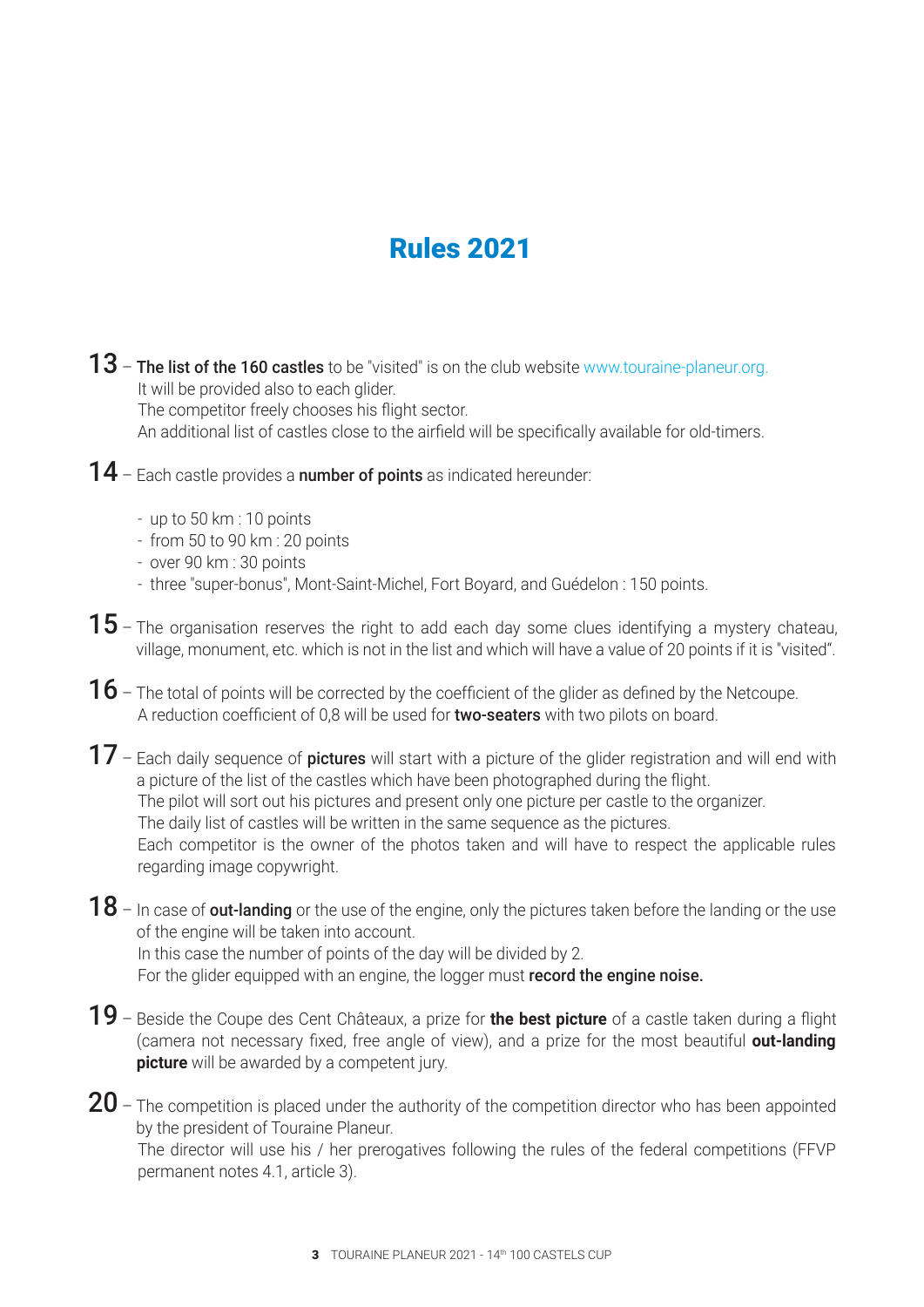# Rules 2021

**13** – **The list of the 160 castles** to be "visited" is on the club website www.touraine-planeur.org.
It will be provided also to each glider.
The competitor freely chooses his flight sector.
An additional list of castles close to the airfield will be specifically available for old-timers.

**14** – Each castle provides a **number of points** as indicated hereunder:

- up to 50 km : 10 points
- from 50 to 90 km : 20 points
- over 90 km : 30 points
- three "super-bonus", Mont-Saint-Michel, Fort Boyard, and Guédelon : 150 points.

**15** – The organisation reserves the right to add each day some clues identifying a mystery chateau, village, monument, etc. which is not in the list and which will have a value of 20 points if it is "visited".

**16** – The total of points will be corrected by the coefficient of the glider as defined by the Netcoupe.
A reduction coefficient of 0,8 will be used for **two-seaters** with two pilots on board.

**17** – Each daily sequence of **pictures** will start with a picture of the glider registration and will end with a picture of the list of the castles which have been photographed during the flight.
The pilot will sort out his pictures and present only one picture per castle to the organizer.
The daily list of castles will be written in the same sequence as the pictures.
Each competitor is the owner of the photos taken and will have to respect the applicable rules regarding image copywright.

**18** – In case of **out-landing** or the use of the engine, only the pictures taken before the landing or the use of the engine will be taken into account.
In this case the number of points of the day will be divided by 2.
For the glider equipped with an engine, the logger must **record the engine noise.**

**19** – Beside the Coupe des Cent Châteaux, a prize for **the best picture** of a castle taken during a flight (camera not necessary fixed, free angle of view), and a prize for the most beautiful **out-landing picture** will be awarded by a competent jury.

**20** – The competition is placed under the authority of the competition director who has been appointed by the president of Touraine Planeur.
The director will use his / her prerogatives following the rules of the federal competitions (FFVP permanent notes 4.1, article 3).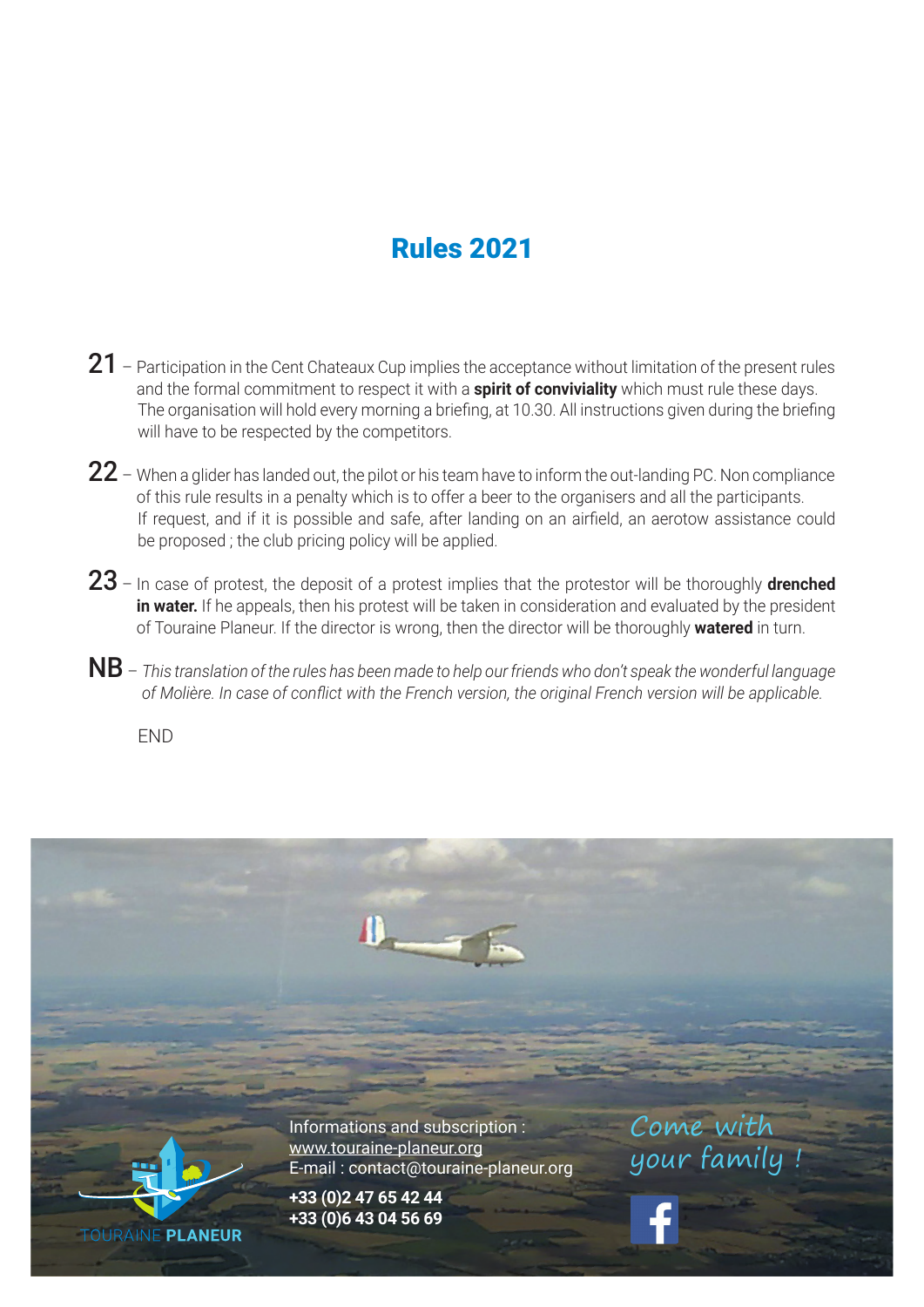# Rules 2021

**21** – Participation in the Cent Chateaux Cup implies the acceptance without limitation of the present rules and the formal commitment to respect it with a **spirit of conviviality** which must rule these days. The organisation will hold every morning a briefing, at 10.30. All instructions given during the briefing will have to be respected by the competitors.

**22** – When a glider has landed out, the pilot or his team have to inform the out-landing PC. Non compliance of this rule results in a penalty which is to offer a beer to the organisers and all the participants. If request, and if it is possible and safe, after landing on an airfield, an aerotow assistance could be proposed ; the club pricing policy will be applied.

**23** – In case of protest, the deposit of a protest implies that the protestor will be thoroughly **drenched in water.** If he appeals, then his protest will be taken in consideration and evaluated by the president of Touraine Planeur. If the director is wrong, then the director will be thoroughly **watered** in turn.

**NB** – *This translation of the rules has been made to help our friends who don't speak the wonderful language of Molière. In case of conflict with the French version, the original French version will be applicable.*

END

TOURAINE **PLANEUR**

Informations and subscription :
www.touraine-planeur.org
E-mail : contact@touraine-planeur.org

**+33 (0)2 47 65 42 44**
**+33 (0)6 43 04 56 69**

Come with your family !